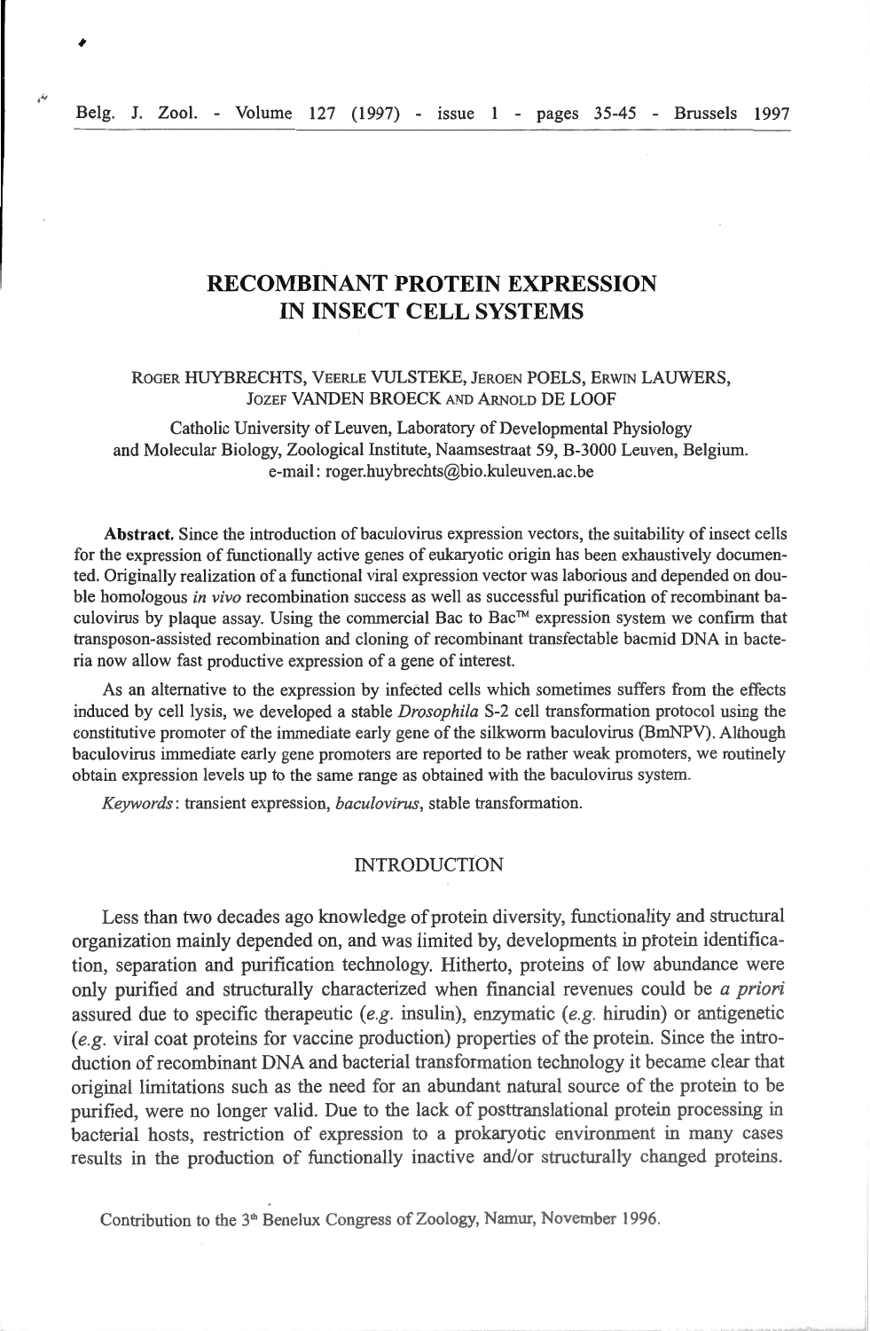# RECOMBINANT PROTEIN EXPRESSION IN INSECT CELL SYSTEMS

ROGER HUYBRECHTS, VEERLE VULSTEKE, JEROEN POELS, ERWIN LAUWERS, JOZEF VANDEN BROECK AND ARNOLD DE LOOF

Catholic University of Leuven, Laboratory of Developmental Physiology and Molecular Biology, Zoological Institute, Naamsestraat 59, B-3000 Leuven, Belgium. e-mail: roger.huybrechts@bio.kuleuven.ac.be

**Abstract.** Since the introduction of baculovirus expression vectors, the suitability of insect cells for the expression of functionally active genes of eukaryotic origin has been exhaustively documented. Originally realization of a functional viral expression vector was laborious and depended on double homologous *in vivo* recombination success as well as successful purification of recombinant baculovirus by plaque assay. Using the commercial Bac to Bac™ expression system we confirm that transposon-assisted recombination and cloning of recombinant transfectable bacmid DNA in bacteria now allow fast productive expression of a gene of interest.

As an alternative to the expression by infected cells which sometimes suffers from the effects induced by cell lysis, we developed a stable *Drosophila* S-2 cell transformation protocol using the constitutive promoter of the immediate early gene of the silkworm baculovirus (BmNPV). Although baculovirus immediate early gene promoters are reported to be rather weak promoters, we routinely obtain expression levels up to the same range as obtained with the baculovirus system.

*Keywords*: transient expression, *baculovirus*, stable transformation.

## INTRODUCTION

Less than two decades ago knowledge of protein diversity, functionality and structural organization mainly depended on, and was limited by, developments in protein identification, separation and purification technology. Hitherto, proteins of low abundance were only purified and structurally characterized when financial revenues could be *a priori* assured due to specific therapeutic (*e.g.* insulin), enzymatic (*e.g.* hirudin) or antigenetic (*e.g.* viral coat proteins for vaccine production) properties of the protein. Since the introduction of recombinant DNA and bacterial transformation technology it became clear that original limitations such as the need for an abundant natural source of the protein to be purified, were no longer valid. Due to the lack of posttranslational protein processing in bacterial hosts, restriction of expression to a prokaryotic environment in many cases results in the production of functionally inactive and/or structurally changed proteins.

Contribution to the 3[th] Benelux Congress of Zoology, Namur, November 1996.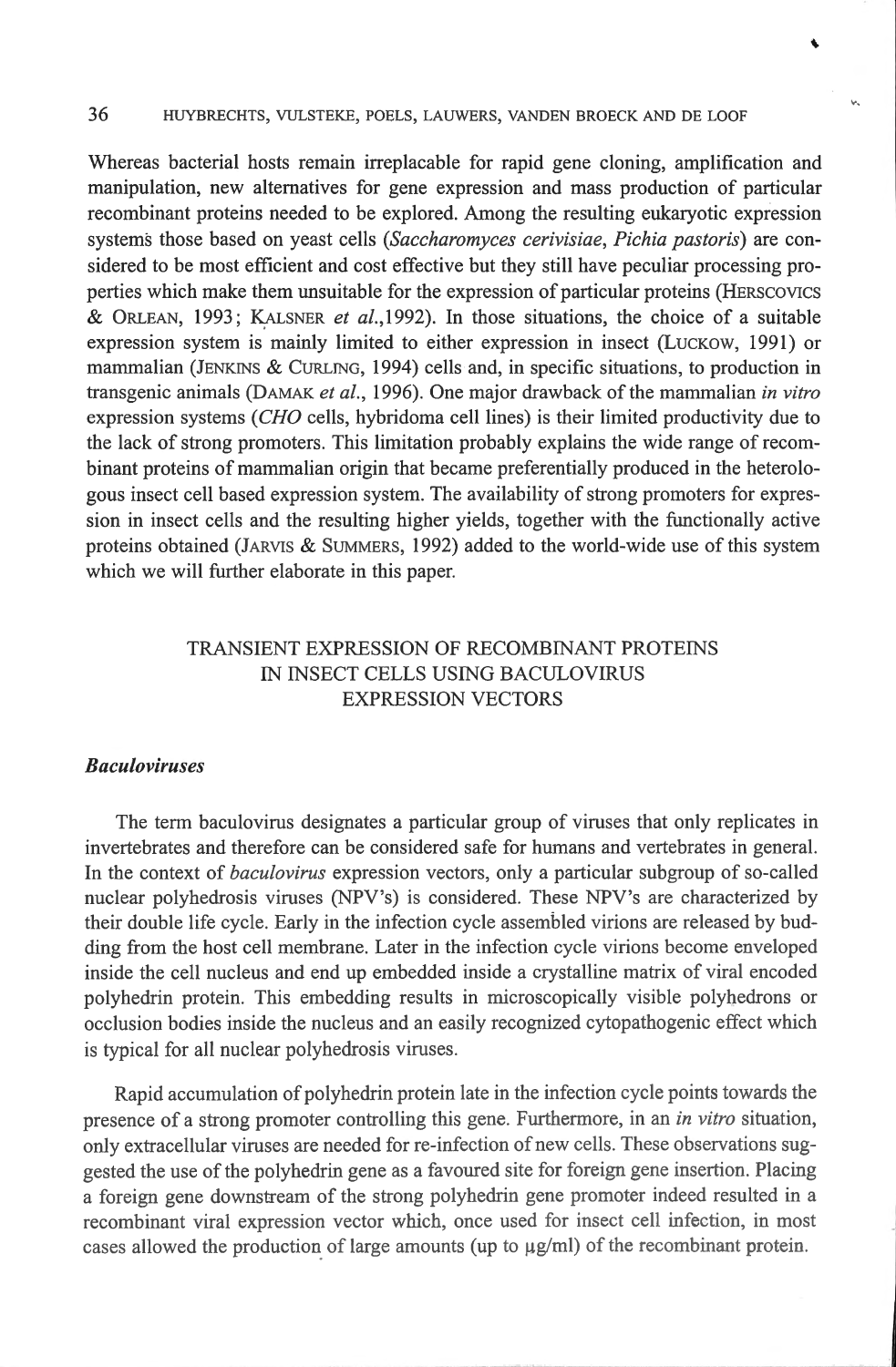Whereas bacterial hosts remain irreplacable for rapid gene cloning, amplification and manipulation, new alternatives for gene expression and mass production of particular recombinant proteins needed to be explored. Among the resulting eukaryotic expression systems those based on yeast cells (*Saccharomyces cerivisiae*, *Pichia pastoris*) are considered to be most efficient and cost effective but they still have peculiar processing properties which make them unsuitable for the expression of particular proteins (HERSCOVICS & ORLEAN, 1993; KALSNER *et al.*,1992). In those situations, the choice of a suitable expression system is mainly limited to either expression in insect (LUCKOW, 1991) or mammalian (JENKINS & CURLING, 1994) cells and, in specific situations, to production in transgenic animals (DAMAK *et al.*, 1996). One major drawback of the mammalian *in vitro* expression systems (*CHO* cells, hybridoma cell lines) is their limited productivity due to the lack of strong promoters. This limitation probably explains the wide range of recombinant proteins of mammalian origin that became preferentially produced in the heterologous insect cell based expression system. The availability of strong promoters for expression in insect cells and the resulting higher yields, together with the functionally active proteins obtained (JARVIS & SUMMERS, 1992) added to the world-wide use of this system which we will further elaborate in this paper.

## TRANSIENT EXPRESSION OF RECOMBINANT PROTEINS IN INSECT CELLS USING BACULOVIRUS EXPRESSION VECTORS

### *Baculoviruses*

The term baculovirus designates a particular group of viruses that only replicates in invertebrates and therefore can be considered safe for humans and vertebrates in general. In the context of *baculovirus* expression vectors, only a particular subgroup of so-called nuclear polyhedrosis viruses (NPV's) is considered. These NPV's are characterized by their double life cycle. Early in the infection cycle assembled virions are released by budding from the host cell membrane. Later in the infection cycle virions become enveloped inside the cell nucleus and end up embedded inside a crystalline matrix of viral encoded polyhedrin protein. This embedding results in microscopically visible polyhedrons or occlusion bodies inside the nucleus and an easily recognized cytopathogenic effect which is typical for all nuclear polyhedrosis viruses.

Rapid accumulation of polyhedrin protein late in the infection cycle points towards the presence of a strong promoter controlling this gene. Furthermore, in an *in vitro* situation, only extracellular viruses are needed for re-infection of new cells. These observations suggested the use of the polyhedrin gene as a favoured site for foreign gene insertion. Placing a foreign gene downstream of the strong polyhedrin gene promoter indeed resulted in a recombinant viral expression vector which, once used for insect cell infection, in most cases allowed the production of large amounts (up to µg/ml) of the recombinant protein.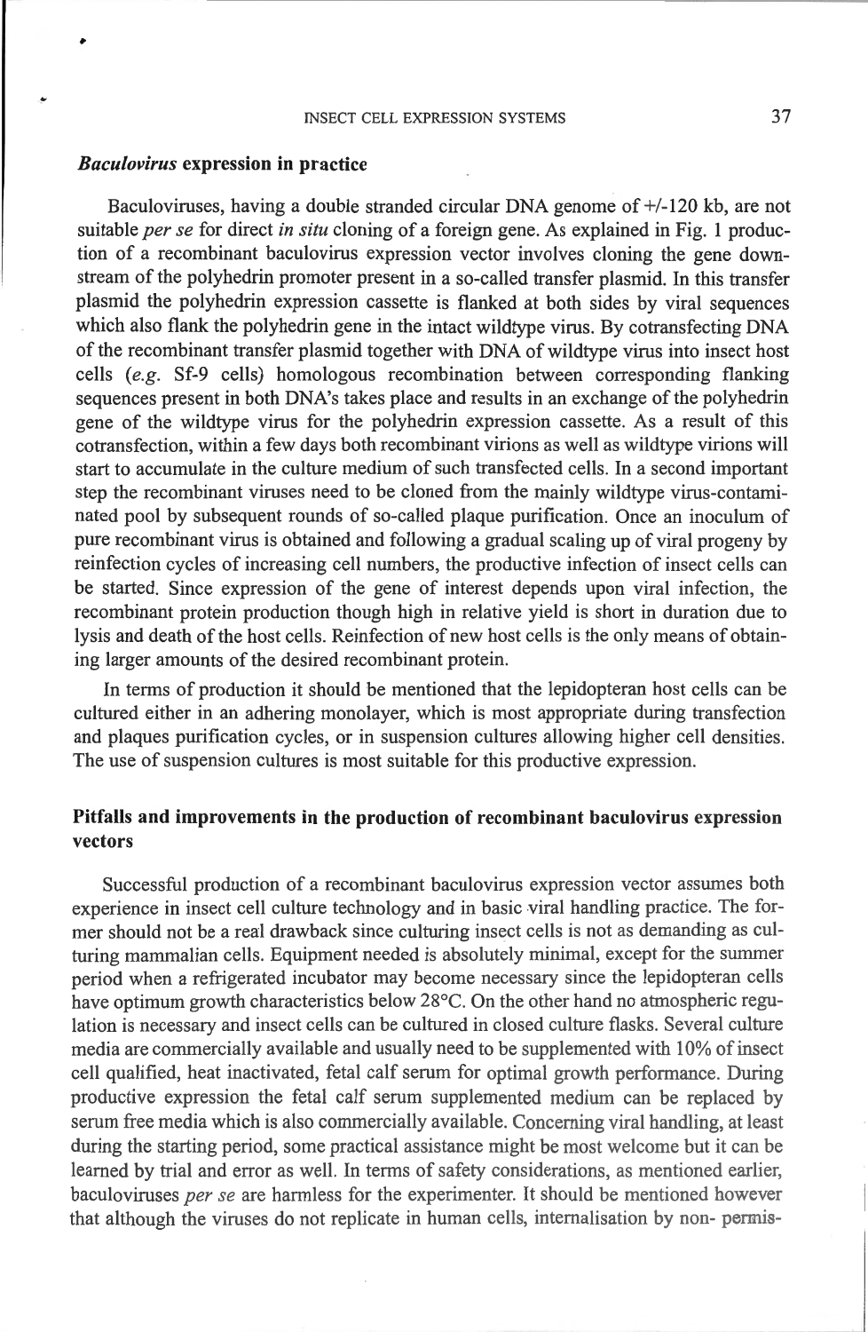### *Baculovirus* expression in practice

Baculoviruses, having a double stranded circular DNA genome of +/-120 kb, are not suitable *per se* for direct *in situ* cloning of a foreign gene. As explained in Fig. 1 production of a recombinant baculovirus expression vector involves cloning the gene downstream of the polyhedrin promoter present in a so-called transfer plasmid. In this transfer plasmid the polyhedrin expression cassette is flanked at both sides by viral sequences which also flank the polyhedrin gene in the intact wildtype virus. By cotransfecting DNA of the recombinant transfer plasmid together with DNA of wildtype virus into insect host cells (*e.g.* Sf-9 cells) homologous recombination between corresponding flanking sequences present in both DNA's takes place and results in an exchange of the polyhedrin gene of the wildtype virus for the polyhedrin expression cassette. As a result of this cotransfection, within a few days both recombinant virions as well as wildtype virions will start to accumulate in the culture medium of such transfected cells. In a second important step the recombinant viruses need to be cloned from the mainly wildtype virus-contaminated pool by subsequent rounds of so-called plaque purification. Once an inoculum of pure recombinant virus is obtained and following a gradual scaling up of viral progeny by reinfection cycles of increasing cell numbers, the productive infection of insect cells can be started. Since expression of the gene of interest depends upon viral infection, the recombinant protein production though high in relative yield is short in duration due to lysis and death of the host cells. Reinfection of new host cells is the only means of obtaining larger amounts of the desired recombinant protein.

In terms of production it should be mentioned that the lepidopteran host cells can be cultured either in an adhering monolayer, which is most appropriate during transfection and plaques purification cycles, or in suspension cultures allowing higher cell densities. The use of suspension cultures is most suitable for this productive expression.

## Pitfalls and improvements in the production of recombinant baculovirus expression vectors

Successful production of a recombinant baculovirus expression vector assumes both experience in insect cell culture technology and in basic viral handling practice. The former should not be a real drawback since culturing insect cells is not as demanding as culturing mammalian cells. Equipment needed is absolutely minimal, except for the summer period when a refrigerated incubator may become necessary since the lepidopteran cells have optimum growth characteristics below 28°C. On the other hand no atmospheric regulation is necessary and insect cells can be cultured in closed culture flasks. Several culture media are commercially available and usually need to be supplemented with 10% of insect cell qualified, heat inactivated, fetal calf serum for optimal growth performance. During productive expression the fetal calf serum supplemented medium can be replaced by serum free media which is also commercially available. Concerning viral handling, at least during the starting period, some practical assistance might be most welcome but it can be learned by trial and error as well. In terms of safety considerations, as mentioned earlier, baculoviruses *per se* are harmless for the experimenter. It should be mentioned however that although the viruses do not replicate in human cells, internalisation by non- permis-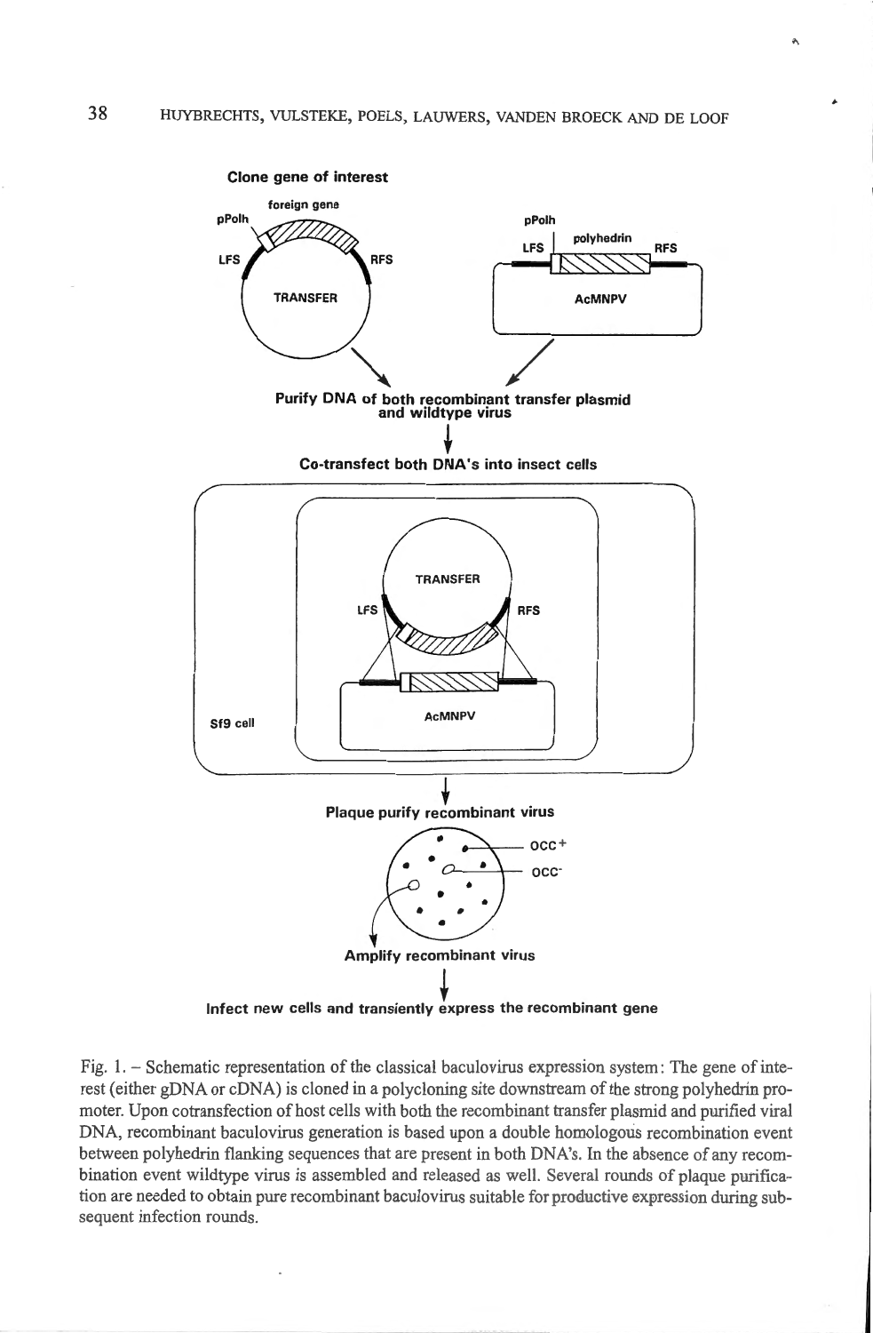Clone gene of interest

foreign gene

pPolh

LFS

RFS

TRANSFER

pPolh

LFS

polyhedrin

RFS

AcMNPV

Purify DNA of both recombinant transfer plasmid and wildtype virus

Co-transfect both DNA's into insect cells

TRANSFER

LFS

RFS

Sf9 cell

AcMNPV

Plaque purify recombinant virus

occ+

occ-

Amplify recombinant virus

Infect new cells and transiently express the recombinant gene

Fig. 1. – Schematic representation of the classical baculovirus expression system: The gene of interest (either gDNA or cDNA) is cloned in a polycloning site downstream of the strong polyhedrin promoter. Upon cotransfection of host cells with both the recombinant transfer plasmid and purified viral DNA, recombinant baculovirus generation is based upon a double homologous recombination event between polyhedrin flanking sequences that are present in both DNA's. In the absence of any recombination event wildtype virus is assembled and released as well. Several rounds of plaque purification are needed to obtain pure recombinant baculovirus suitable for productive expression during subsequent infection rounds.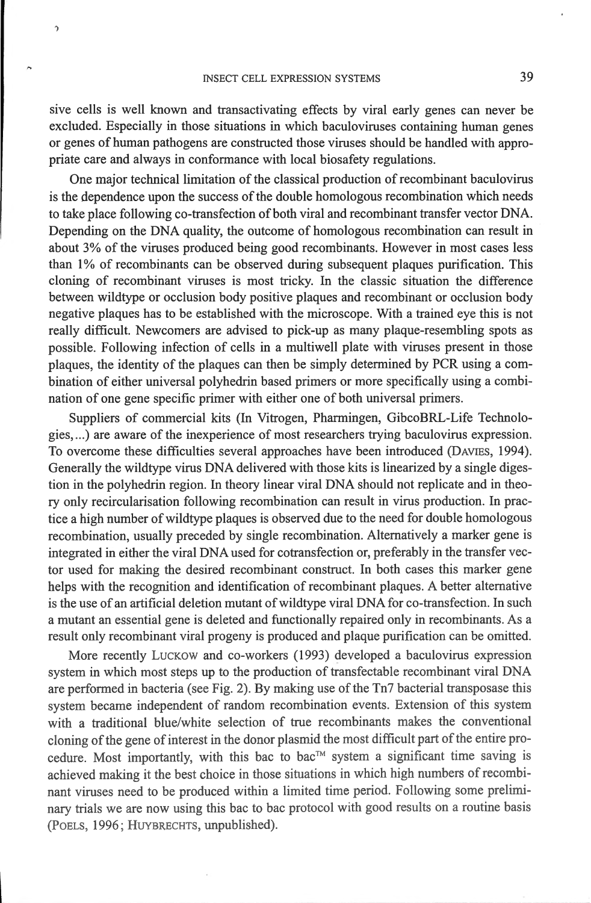sive cells is well known and transactivating effects by viral early genes can never be excluded. Especially in those situations in which baculoviruses containing human genes or genes of human pathogens are constructed those viruses should be handled with appropriate care and always in conformance with local biosafety regulations.

One major technical limitation of the classical production of recombinant baculovirus is the dependence upon the success of the double homologous recombination which needs to take place following co-transfection of both viral and recombinant transfer vector DNA. Depending on the DNA quality, the outcome of homologous recombination can result in about 3% of the viruses produced being good recombinants. However in most cases less than 1% of recombinants can be observed during subsequent plaques purification. This cloning of recombinant viruses is most tricky. In the classic situation the difference between wildtype or occlusion body positive plaques and recombinant or occlusion body negative plaques has to be established with the microscope. With a trained eye this is not really difficult. Newcomers are advised to pick-up as many plaque-resembling spots as possible. Following infection of cells in a multiwell plate with viruses present in those plaques, the identity of the plaques can then be simply determined by PCR using a combination of either universal polyhedrin based primers or more specifically using a combination of one gene specific primer with either one of both universal primers.

Suppliers of commercial kits (In Vitrogen, Pharmingen, GibcoBRL-Life Technologies,...) are aware of the inexperience of most researchers trying baculovirus expression. To overcome these difficulties several approaches have been introduced (DAVIES, 1994). Generally the wildtype virus DNA delivered with those kits is linearized by a single digestion in the polyhedrin region. In theory linear viral DNA should not replicate and in theory only recircularisation following recombination can result in virus production. In practice a high number of wildtype plaques is observed due to the need for double homologous recombination, usually preceded by single recombination. Alternatively a marker gene is integrated in either the viral DNA used for cotransfection or, preferably in the transfer vector used for making the desired recombinant construct. In both cases this marker gene helps with the recognition and identification of recombinant plaques. A better alternative is the use of an artificial deletion mutant of wildtype viral DNA for co-transfection. In such a mutant an essential gene is deleted and functionally repaired only in recombinants. As a result only recombinant viral progeny is produced and plaque purification can be omitted.

More recently LUCKOW and co-workers (1993) developed a baculovirus expression system in which most steps up to the production of transfectable recombinant viral DNA are performed in bacteria (see Fig. 2). By making use of the Tn7 bacterial transposase this system became independent of random recombination events. Extension of this system with a traditional blue/white selection of true recombinants makes the conventional cloning of the gene of interest in the donor plasmid the most difficult part of the entire procedure. Most importantly, with this bac to bac™ system a significant time saving is achieved making it the best choice in those situations in which high numbers of recombinant viruses need to be produced within a limited time period. Following some preliminary trials we are now using this bac to bac protocol with good results on a routine basis (POELS, 1996; HUYBRECHTS, unpublished).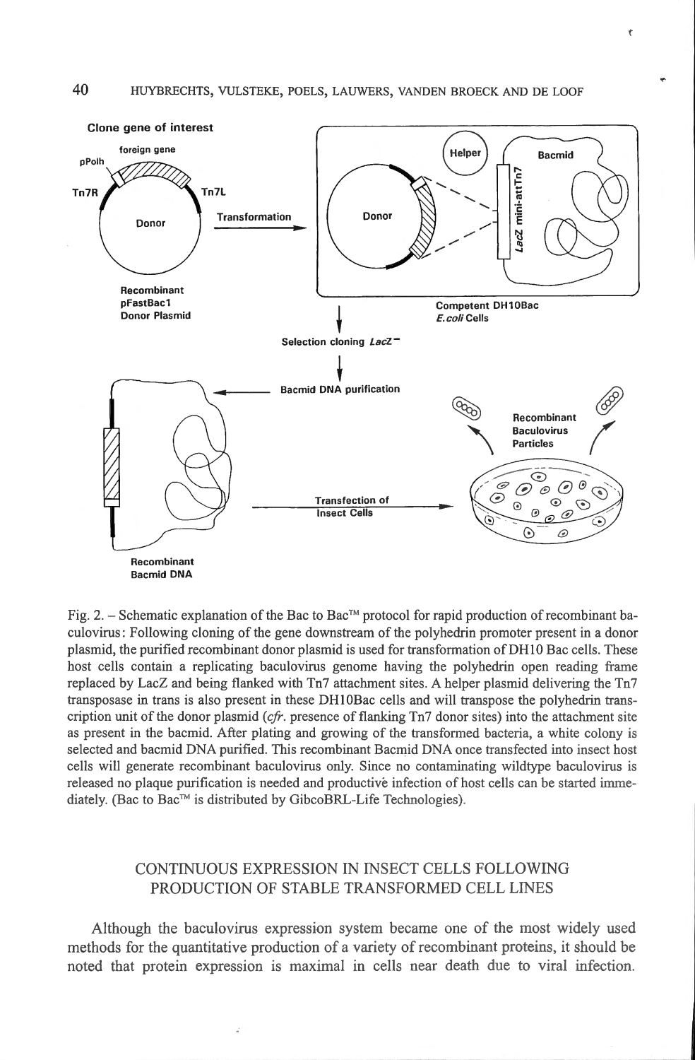Fig. 2. – Schematic explanation of the Bac to Bac™ protocol for rapid production of recombinant baculovirus: Following cloning of the gene downstream of the polyhedrin promoter present in a donor plasmid, the purified recombinant donor plasmid is used for transformation of DH10 Bac cells. These host cells contain a replicating baculovirus genome having the polyhedrin open reading frame replaced by LacZ and being flanked with Tn7 attachment sites. A helper plasmid delivering the Tn7 transposase in trans is also present in these DH10Bac cells and will transpose the polyhedrin transcription unit of the donor plasmid (*cfr.* presence of flanking Tn7 donor sites) into the attachment site as present in the bacmid. After plating and growing of the transformed bacteria, a white colony is selected and bacmid DNA purified. This recombinant Bacmid DNA once transfected into insect host cells will generate recombinant baculovirus only. Since no contaminating wildtype baculovirus is released no plaque purification is needed and productive infection of host cells can be started immediately. (Bac to Bac™ is distributed by GibcoBRL-Life Technologies).

## CONTINUOUS EXPRESSION IN INSECT CELLS FOLLOWING PRODUCTION OF STABLE TRANSFORMED CELL LINES

Although the baculovirus expression system became one of the most widely used methods for the quantitative production of a variety of recombinant proteins, it should be noted that protein expression is maximal in cells near death due to viral infection.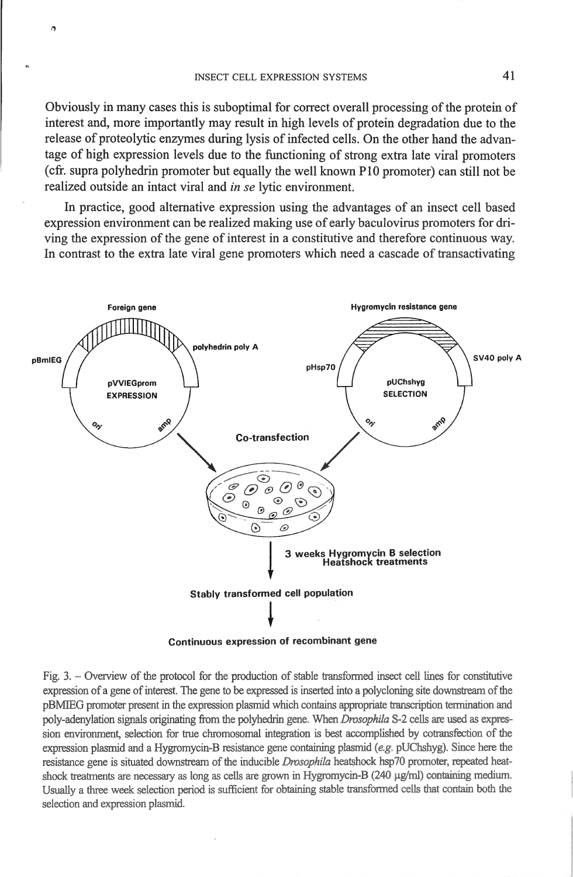Obviously in many cases this is suboptimal for correct overall processing of the protein of interest and, more importantly may result in high levels of protein degradation due to the release of proteolytic enzymes during lysis of infected cells. On the other hand the advantage of high expression levels due to the functioning of strong extra late viral promoters (cfr. supra polyhedrin promoter but equally the well known P10 promoter) can still not be realized outside an intact viral and *in se* lytic environment.

In practice, good alternative expression using the advantages of an insect cell based expression environment can be realized making use of early baculovirus promoters for driving the expression of the gene of interest in a constitutive and therefore continuous way. In contrast to the extra late viral gene promoters which need a cascade of transactivating

Foreign gene

pBmIEG

polyhedrin poly A

pVVIEGprom
EXPRESSION

ori

amp

Hygromycin resistance gene

pHsp70

SV40 poly A

pUChshyg
SELECTION

ori

amp

Co-transfection

3 weeks Hygromycin B selection
Heatshock treatments

Stably transformed cell population

Continuous expression of recombinant gene

Fig. 3. – Overview of the protocol for the production of stable transformed insect cell lines for constitutive expression of a gene of interest. The gene to be expressed is inserted into a polycloning site downstream of the pBMIEG promoter present in the expression plasmid which contains appropriate transcription termination and poly-adenylation signals originating from the polyhedrin gene. When *Drosophila* S-2 cells are used as expression environment, selection for true chromosomal integration is best accomplished by cotransfection of the expression plasmid and a Hygromycin-B resistance gene containing plasmid (*e.g.* pUChshyg). Since here the resistance gene is situated downstream of the inducible *Drosophila* heatshock hsp70 promoter, repeated heatshock treatments are necessary as long as cells are grown in Hygromycin-B (240 μg/ml) containing medium. Usually a three week selection period is sufficient for obtaining stable transformed cells that contain both the selection and expression plasmid.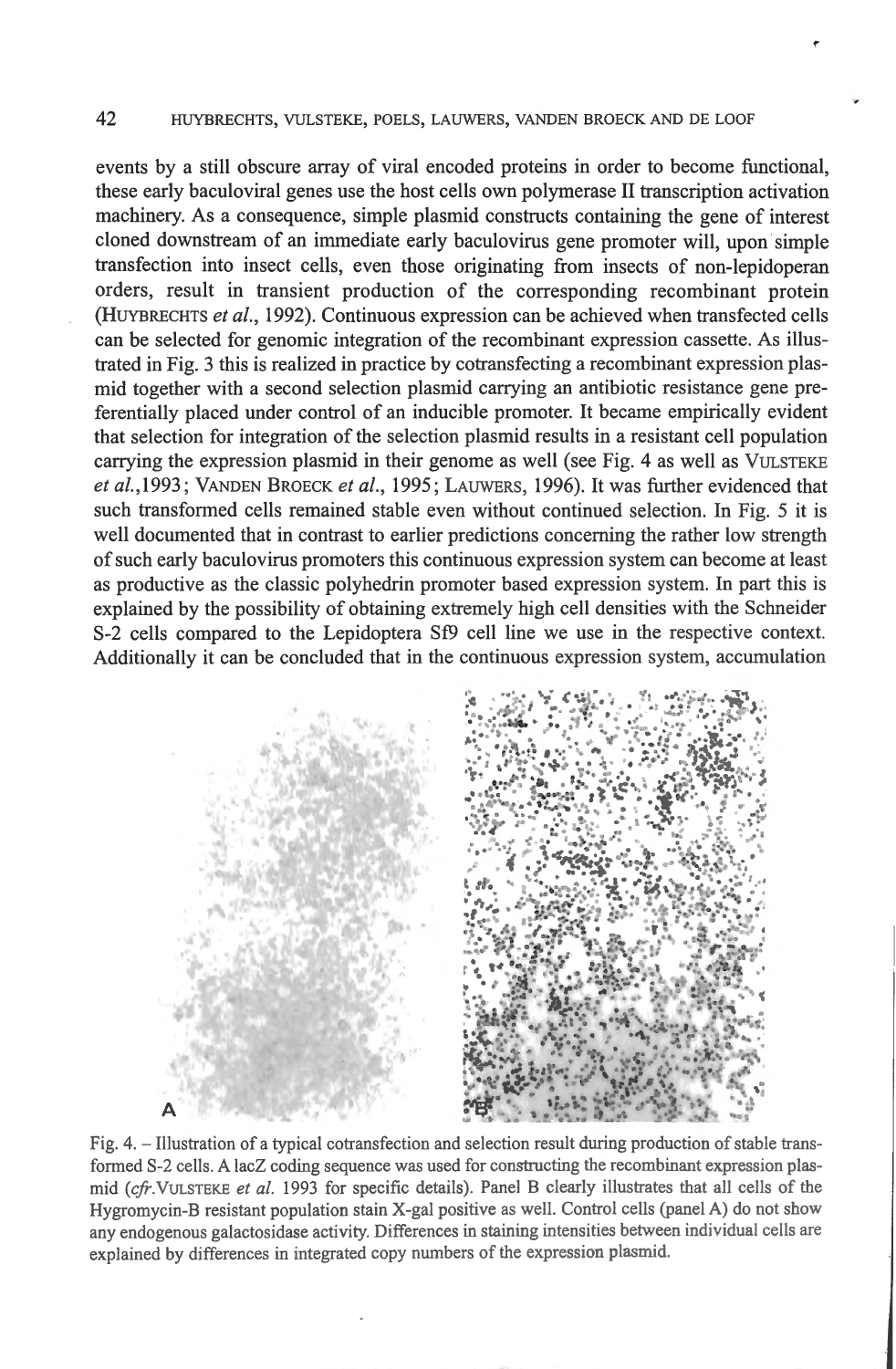events by a still obscure array of viral encoded proteins in order to become functional, these early baculoviral genes use the host cells own polymerase II transcription activation machinery. As a consequence, simple plasmid constructs containing the gene of interest cloned downstream of an immediate early baculovirus gene promoter will, upon simple transfection into insect cells, even those originating from insects of non-lepidoperan orders, result in transient production of the corresponding recombinant protein (HUYBRECHTS *et al.*, 1992). Continuous expression can be achieved when transfected cells can be selected for genomic integration of the recombinant expression cassette. As illustrated in Fig. 3 this is realized in practice by cotransfecting a recombinant expression plasmid together with a second selection plasmid carrying an antibiotic resistance gene preferentially placed under control of an inducible promoter. It became empirically evident that selection for integration of the selection plasmid results in a resistant cell population carrying the expression plasmid in their genome as well (see Fig. 4 as well as VULSTEKE *et al.*,1993; VANDEN BROECK *et al.*, 1995; LAUWERS, 1996). It was further evidenced that such transformed cells remained stable even without continued selection. In Fig. 5 it is well documented that in contrast to earlier predictions concerning the rather low strength of such early baculovirus promoters this continuous expression system can become at least as productive as the classic polyhedrin promoter based expression system. In part this is explained by the possibility of obtaining extremely high cell densities with the Schneider S-2 cells compared to the Lepidoptera Sf9 cell line we use in the respective context. Additionally it can be concluded that in the continuous expression system, accumulation

Fig. 4. – Illustration of a typical cotransfection and selection result during production of stable transformed S-2 cells. A lacZ coding sequence was used for constructing the recombinant expression plasmid (*cfr.*VULSTEKE *et al.* 1993 for specific details). Panel B clearly illustrates that all cells of the Hygromycin-B resistant population stain X-gal positive as well. Control cells (panel A) do not show any endogenous galactosidase activity. Differences in staining intensities between individual cells are explained by differences in integrated copy numbers of the expression plasmid.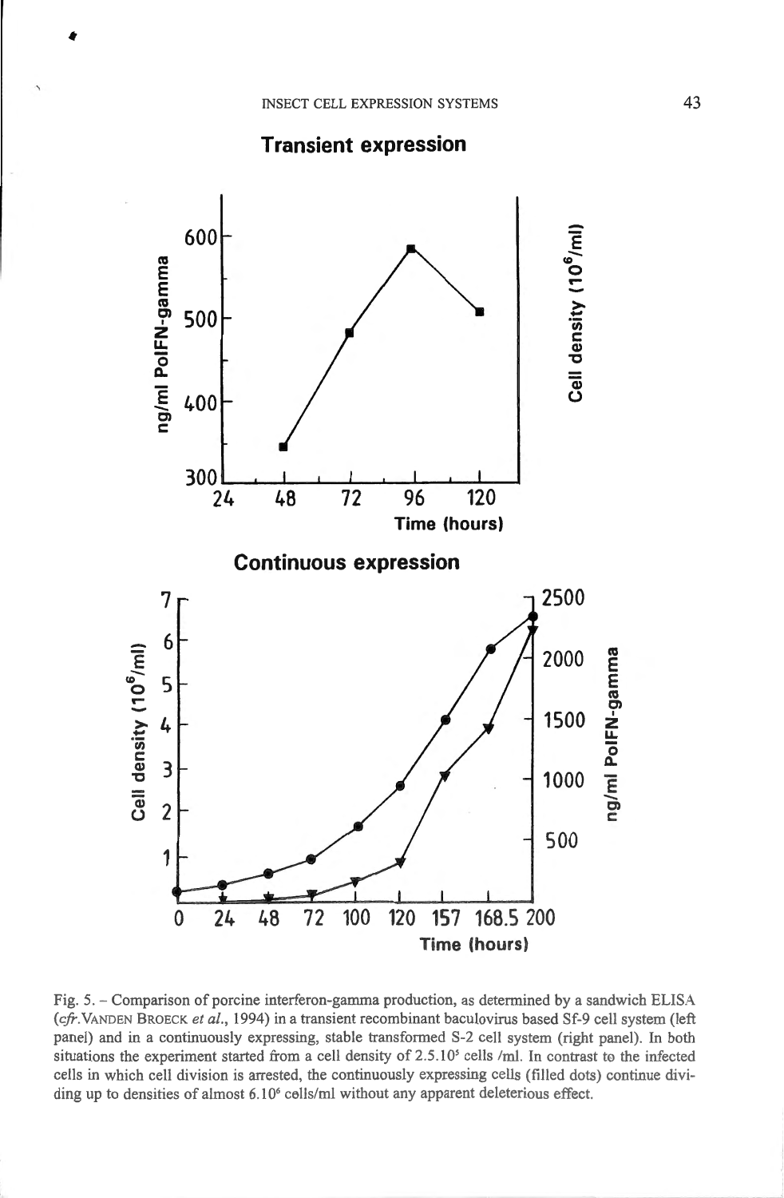Fig. 5. – Comparison of porcine interferon-gamma production, as determined by a sandwich ELISA (*cfr.* VANDEN BROECK *et al.*, 1994) in a transient recombinant baculovirus based Sf-9 cell system (left panel) and in a continuously expressing, stable transformed S-2 cell system (right panel). In both situations the experiment started from a cell density of $2.5.10^5$ cells /ml. In contrast to the infected cells in which cell division is arrested, the continuously expressing cells (filled dots) continue dividing up to densities of almost $6.10^6$ cells/ml without any apparent deleterious effect.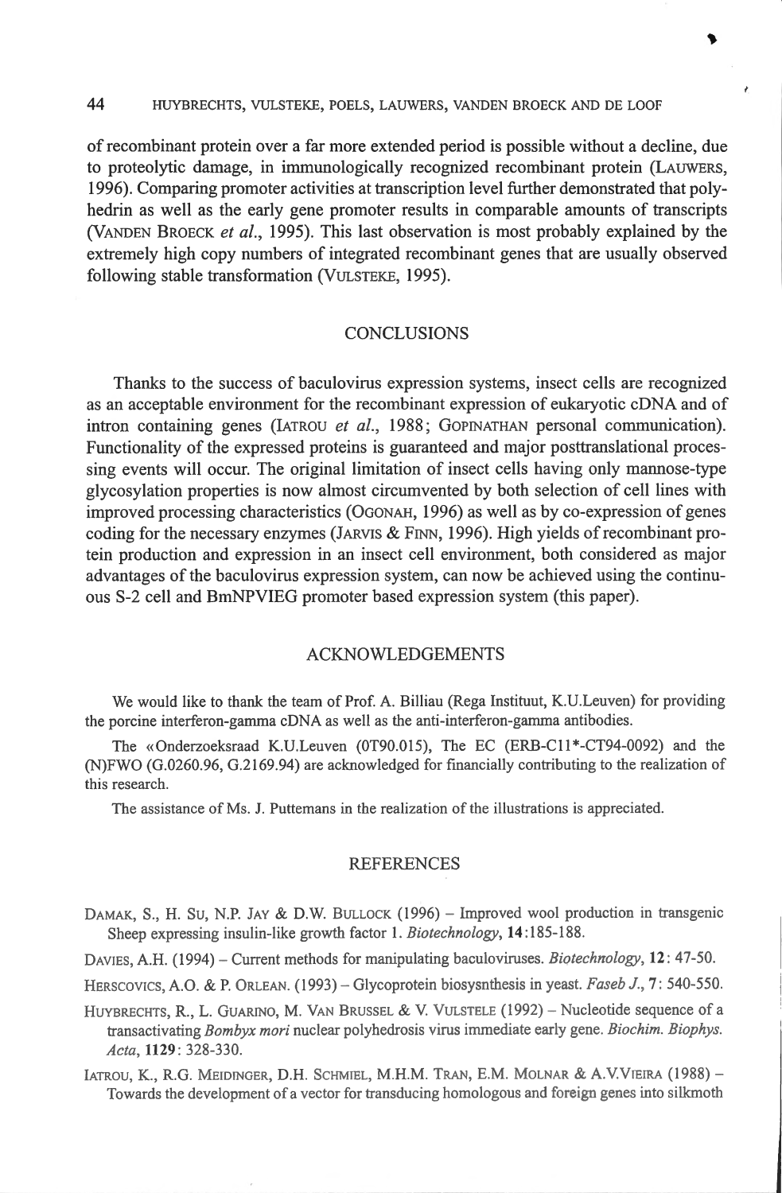of recombinant protein over a far more extended period is possible without a decline, due to proteolytic damage, in immunologically recognized recombinant protein (LAUWERS, 1996). Comparing promoter activities at transcription level further demonstrated that polyhedrin as well as the early gene promoter results in comparable amounts of transcripts (VANDEN BROECK *et al.*, 1995). This last observation is most probably explained by the extremely high copy numbers of integrated recombinant genes that are usually observed following stable transformation (VULSTEKE, 1995).

## CONCLUSIONS

Thanks to the success of baculovirus expression systems, insect cells are recognized as an acceptable environment for the recombinant expression of eukaryotic cDNA and of intron containing genes (IATROU *et al.*, 1988; GOPINATHAN personal communication). Functionality of the expressed proteins is guaranteed and major posttranslational processing events will occur. The original limitation of insect cells having only mannose-type glycosylation properties is now almost circumvented by both selection of cell lines with improved processing characteristics (OGONAH, 1996) as well as by co-expression of genes coding for the necessary enzymes (JARVIS & FINN, 1996). High yields of recombinant protein production and expression in an insect cell environment, both considered as major advantages of the baculovirus expression system, can now be achieved using the continuous S-2 cell and BmNPVIEG promoter based expression system (this paper).

## ACKNOWLEDGEMENTS

We would like to thank the team of Prof. A. Billiau (Rega Instituut, K.U.Leuven) for providing the porcine interferon-gamma cDNA as well as the anti-interferon-gamma antibodies.

The «Onderzoeksraad K.U.Leuven (0T90.015), The EC (ERB-C11*-CT94-0092) and the (N)FWO (G.0260.96, G.2169.94) are acknowledged for financially contributing to the realization of this research.

The assistance of Ms. J. Puttemans in the realization of the illustrations is appreciated.

## REFERENCES

DAMAK, S., H. SU, N.P. JAY & D.W. BULLOCK (1996) – Improved wool production in transgenic Sheep expressing insulin-like growth factor 1. *Biotechnology*, **14**:185-188.

DAVIES, A.H. (1994) – Current methods for manipulating baculoviruses. *Biotechnology*, **12**: 47-50.

HERSCOVICS, A.O. & P. ORLEAN. (1993) – Glycoprotein biosysnthesis in yeast. *Faseb J.*, **7**: 540-550.

HUYBRECHTS, R., L. GUARINO, M. VAN BRUSSEL & V. VULSTELE (1992) – Nucleotide sequence of a transactivating *Bombyx mori* nuclear polyhedrosis virus immediate early gene. *Biochim. Biophys. Acta*, **1129**: 328-330.

IATROU, K., R.G. MEIDINGER, D.H. SCHMIEL, M.H.M. TRAN, E.M. MOLNAR & A.V.VIEIRA (1988) – Towards the development of a vector for transducing homologous and foreign genes into silkmoth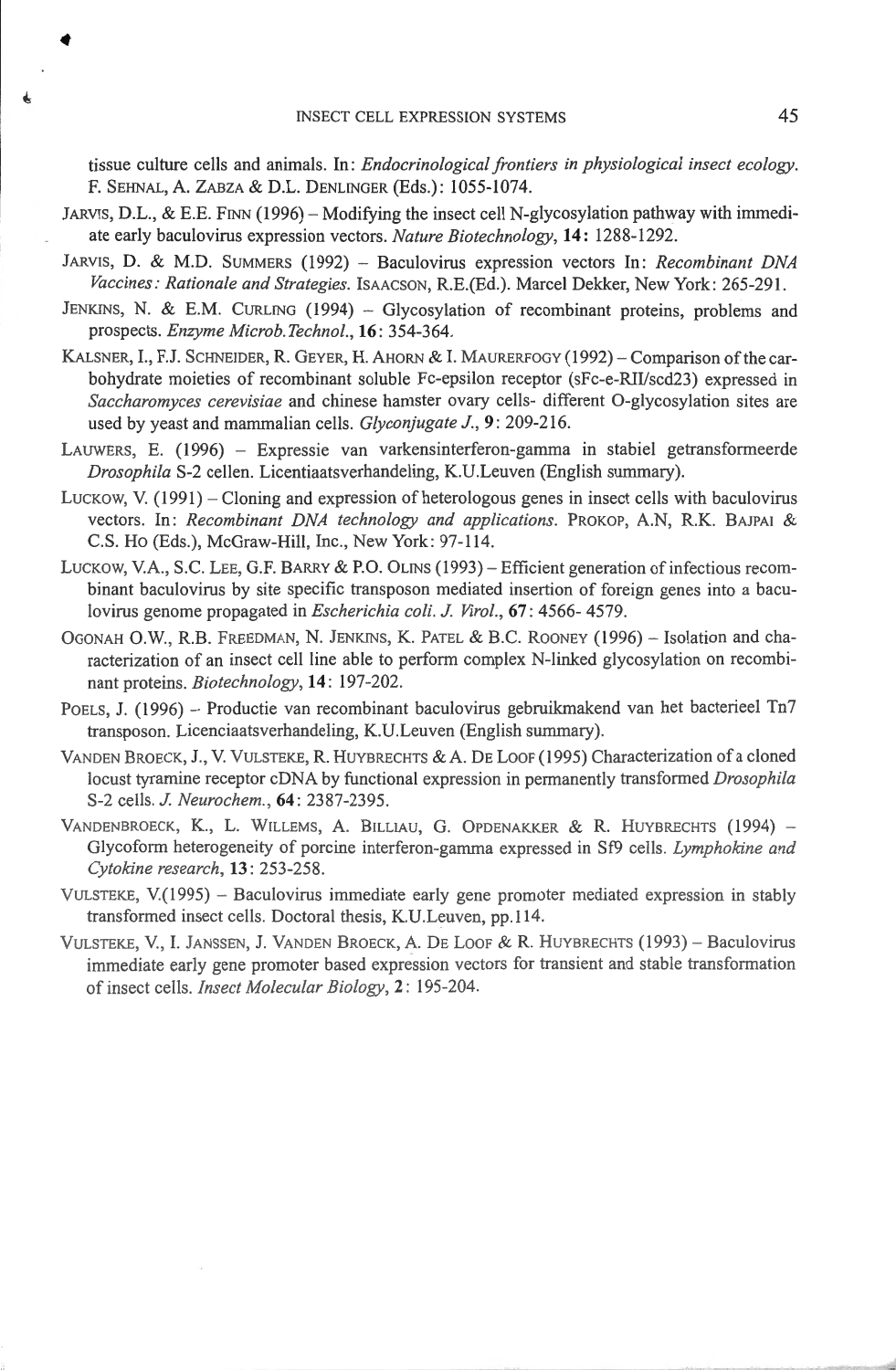tissue culture cells and animals. In: *Endocrinological frontiers in physiological insect ecology*. F. SEHNAL, A. ZABZA & D.L. DENLINGER (Eds.): 1055-1074.

JARVIS, D.L., & E.E. FINN (1996) – Modifying the insect cell N-glycosylation pathway with immediate early baculovirus expression vectors. *Nature Biotechnology*, **14**: 1288-1292.

JARVIS, D. & M.D. SUMMERS (1992) – Baculovirus expression vectors In: *Recombinant DNA Vaccines: Rationale and Strategies*. ISAACSON, R.E.(Ed.). Marcel Dekker, New York: 265-291.

JENKINS, N. & E.M. CURLING (1994) – Glycosylation of recombinant proteins, problems and prospects. *Enzyme Microb.Technol.*, **16**: 354-364.

KALSNER, I., F.J. SCHNEIDER, R. GEYER, H. AHORN & I. MAURERFOGY (1992) – Comparison of the carbohydrate moieties of recombinant soluble Fc-epsilon receptor (sFc-e-RII/scd23) expressed in *Saccharomyces cerevisiae* and chinese hamster ovary cells- different O-glycosylation sites are used by yeast and mammalian cells. *Glyconjugate J.*, **9**: 209-216.

LAUWERS, E. (1996) – Expressie van varkensinterferon-gamma in stabiel getransformeerde *Drosophila* S-2 cellen. Licentiaatsverhandeling, K.U.Leuven (English summary).

LUCKOW, V. (1991) – Cloning and expression of heterologous genes in insect cells with baculovirus vectors. In: *Recombinant DNA technology and applications*. PROKOP, A.N, R.K. BAJPAI & C.S. HO (Eds.), McGraw-Hill, Inc., New York: 97-114.

LUCKOW, V.A., S.C. LEE, G.F. BARRY & P.O. OLINS (1993) – Efficient generation of infectious recombinant baculovirus by site specific transposon mediated insertion of foreign genes into a baculovirus genome propagated in *Escherichia coli*. *J. Virol.*, **67**: 4566- 4579.

OGONAH O.W., R.B. FREEDMAN, N. JENKINS, K. PATEL & B.C. ROONEY (1996) – Isolation and characterization of an insect cell line able to perform complex N-linked glycosylation on recombinant proteins. *Biotechnology*, **14**: 197-202.

POELS, J. (1996) – Productie van recombinant baculovirus gebruikmakend van het bacterieel Tn7 transposon. Licenciaatsverhandeling, K.U.Leuven (English summary).

VANDEN BROECK, J., V. VULSTEKE, R. HUYBRECHTS & A. DE LOOF (1995) Characterization of a cloned locust tyramine receptor cDNA by functional expression in permanently transformed *Drosophila* S-2 cells. *J. Neurochem.*, **64**: 2387-2395.

VANDENBROECK, K., L. WILLEMS, A. BILLIAU, G. OPDENAKKER & R. HUYBRECHTS (1994) – Glycoform heterogeneity of porcine interferon-gamma expressed in Sf9 cells. *Lymphokine and Cytokine research*, **13**: 253-258.

VULSTEKE, V.(1995) – Baculovirus immediate early gene promoter mediated expression in stably transformed insect cells. Doctoral thesis, K.U.Leuven, pp.114.

VULSTEKE, V., I. JANSSEN, J. VANDEN BROECK, A. DE LOOF & R. HUYBRECHTS (1993) – Baculovirus immediate early gene promoter based expression vectors for transient and stable transformation of insect cells. *Insect Molecular Biology*, **2**: 195-204.